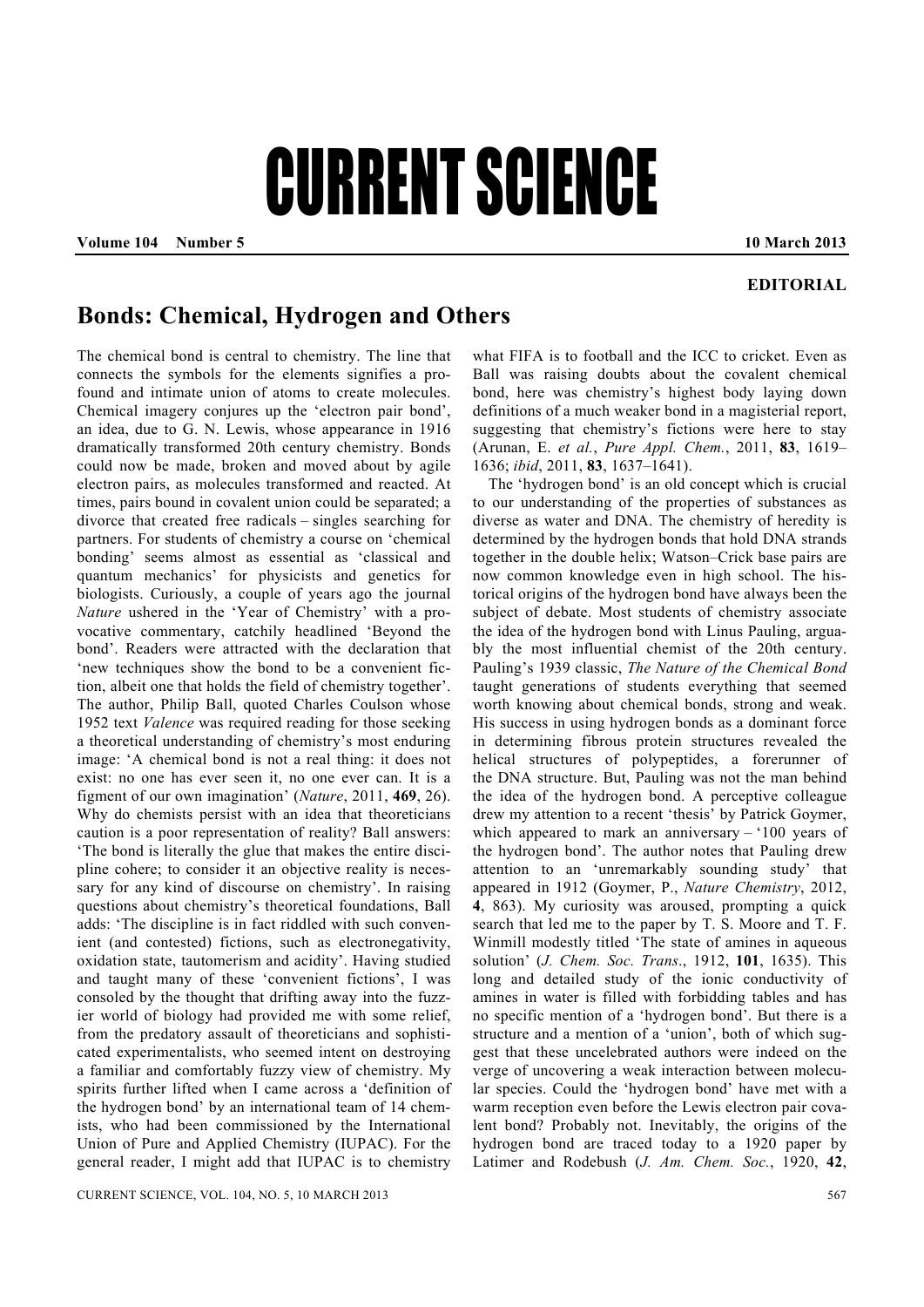# CURRENT SCIENCE

**Volume 104 Number 5 10 March 2013**

**EDITORIAL**

## Bonds: Chemical, Hydrogen and Others

The chemical bond is central to chemistry. The line that connects the symbols for the elements signifies a profound and intimate union of atoms to create molecules. Chemical imagery conjures up the 'electron pair bond', an idea, due to G. N. Lewis, whose appearance in 1916 dramatically transformed 20th century chemistry. Bonds could now be made, broken and moved about by agile electron pairs, as molecules transformed and reacted. At times, pairs bound in covalent union could be separated; a divorce that created free radicals – singles searching for partners. For students of chemistry a course on 'chemical bonding' seems almost as essential as 'classical and quantum mechanics' for physicists and genetics for biologists. Curiously, a couple of years ago the journal *Nature* ushered in the 'Year of Chemistry' with a provocative commentary, catchily headlined 'Beyond the bond'. Readers were attracted with the declaration that 'new techniques show the bond to be a convenient fiction, albeit one that holds the field of chemistry together'. The author, Philip Ball, quoted Charles Coulson whose 1952 text *Valence* was required reading for those seeking a theoretical understanding of chemistry's most enduring image: 'A chemical bond is not a real thing: it does not exist: no one has ever seen it, no one ever can. It is a figment of our own imagination' (*Nature*, 2011, **469**, 26). Why do chemists persist with an idea that theoreticians caution is a poor representation of reality? Ball answers: 'The bond is literally the glue that makes the entire discipline cohere; to consider it an objective reality is necessary for any kind of discourse on chemistry'. In raising questions about chemistry's theoretical foundations, Ball adds: 'The discipline is in fact riddled with such convenient (and contested) fictions, such as electronegativity, oxidation state, tautomerism and acidity'. Having studied and taught many of these 'convenient fictions', I was consoled by the thought that drifting away into the fuzzier world of biology had provided me with some relief, from the predatory assault of theoreticians and sophisticated experimentalists, who seemed intent on destroying a familiar and comfortably fuzzy view of chemistry. My spirits further lifted when I came across a 'definition of the hydrogen bond' by an international team of 14 chemists, who had been commissioned by the International Union of Pure and Applied Chemistry (IUPAC). For the general reader, I might add that IUPAC is to chemistry what FIFA is to football and the ICC to cricket. Even as Ball was raising doubts about the covalent chemical bond, here was chemistry's highest body laying down definitions of a much weaker bond in a magisterial report, suggesting that chemistry's fictions were here to stay (Arunan, E. *et al.*, *Pure Appl. Chem.*, 2011, **83**, 1619–1636; *ibid*, 2011, **83**, 1637–1641).

The 'hydrogen bond' is an old concept which is crucial to our understanding of the properties of substances as diverse as water and DNA. The chemistry of heredity is determined by the hydrogen bonds that hold DNA strands together in the double helix; Watson–Crick base pairs are now common knowledge even in high school. The historical origins of the hydrogen bond have always been the subject of debate. Most students of chemistry associate the idea of the hydrogen bond with Linus Pauling, arguably the most influential chemist of the 20th century. Pauling's 1939 classic, *The Nature of the Chemical Bond* taught generations of students everything that seemed worth knowing about chemical bonds, strong and weak. His success in using hydrogen bonds as a dominant force in determining fibrous protein structures revealed the helical structures of polypeptides, a forerunner of the DNA structure. But, Pauling was not the man behind the idea of the hydrogen bond. A perceptive colleague drew my attention to a recent 'thesis' by Patrick Goymer, which appeared to mark an anniversary – '100 years of the hydrogen bond'. The author notes that Pauling drew attention to an 'unremarkably sounding study' that appeared in 1912 (Goymer, P., *Nature Chemistry*, 2012, **4**, 863). My curiosity was aroused, prompting a quick search that led me to the paper by T. S. Moore and T. F. Winmill modestly titled 'The state of amines in aqueous solution' (*J. Chem. Soc. Trans*., 1912, **101**, 1635). This long and detailed study of the ionic conductivity of amines in water is filled with forbidding tables and has no specific mention of a 'hydrogen bond'. But there is a structure and a mention of a 'union', both of which suggest that these uncelebrated authors were indeed on the verge of uncovering a weak interaction between molecular species. Could the 'hydrogen bond' have met with a warm reception even before the Lewis electron pair covalent bond? Probably not. Inevitably, the origins of the hydrogen bond are traced today to a 1920 paper by Latimer and Rodebush (*J. Am. Chem. Soc.*, 1920, **42**,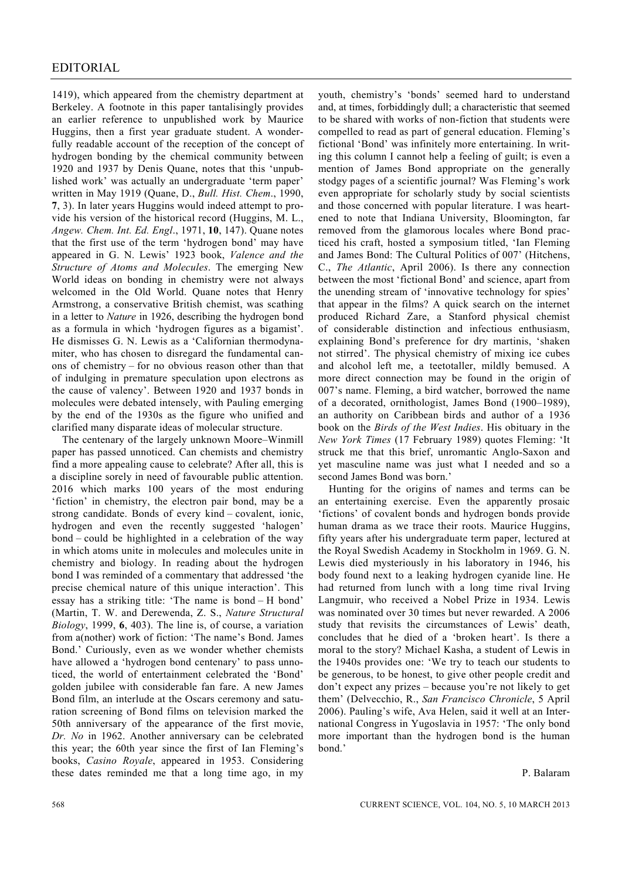1419), which appeared from the chemistry department at Berkeley. A footnote in this paper tantalisingly provides an earlier reference to unpublished work by Maurice Huggins, then a first year graduate student. A wonderfully readable account of the reception of the concept of hydrogen bonding by the chemical community between 1920 and 1937 by Denis Quane, notes that this 'unpublished work' was actually an undergraduate 'term paper' written in May 1919 (Quane, D., *Bull. Hist. Chem*., 1990, **7**, 3). In later years Huggins would indeed attempt to provide his version of the historical record (Huggins, M. L., *Angew. Chem. Int. Ed. Engl*., 1971, **10**, 147). Quane notes that the first use of the term 'hydrogen bond' may have appeared in G. N. Lewis' 1923 book, *Valence and the Structure of Atoms and Molecules*. The emerging New World ideas on bonding in chemistry were not always welcomed in the Old World. Quane notes that Henry Armstrong, a conservative British chemist, was scathing in a letter to *Nature* in 1926, describing the hydrogen bond as a formula in which 'hydrogen figures as a bigamist'. He dismisses G. N. Lewis as a 'Californian thermodynamiter, who has chosen to disregard the fundamental canons of chemistry – for no obvious reason other than that of indulging in premature speculation upon electrons as the cause of valency'. Between 1920 and 1937 bonds in molecules were debated intensely, with Pauling emerging by the end of the 1930s as the figure who unified and clarified many disparate ideas of molecular structure.

The centenary of the largely unknown Moore–Winmill paper has passed unnoticed. Can chemists and chemistry find a more appealing cause to celebrate? After all, this is a discipline sorely in need of favourable public attention. 2016 which marks 100 years of the most enduring 'fiction' in chemistry, the electron pair bond, may be a strong candidate. Bonds of every kind – covalent, ionic, hydrogen and even the recently suggested 'halogen' bond – could be highlighted in a celebration of the way in which atoms unite in molecules and molecules unite in chemistry and biology. In reading about the hydrogen bond I was reminded of a commentary that addressed 'the precise chemical nature of this unique interaction'. This essay has a striking title: 'The name is bond – H bond' (Martin, T. W. and Derewenda, Z. S., *Nature Structural Biology*, 1999, **6**, 403). The line is, of course, a variation from a(nother) work of fiction: 'The name's Bond. James Bond.' Curiously, even as we wonder whether chemists have allowed a 'hydrogen bond centenary' to pass unnoticed, the world of entertainment celebrated the 'Bond' golden jubilee with considerable fan fare. A new James Bond film, an interlude at the Oscars ceremony and saturation screening of Bond films on television marked the 50th anniversary of the appearance of the first movie, *Dr. No* in 1962. Another anniversary can be celebrated this year; the 60th year since the first of Ian Fleming's books, *Casino Royale*, appeared in 1953. Considering these dates reminded me that a long time ago, in my youth, chemistry's 'bonds' seemed hard to understand and, at times, forbiddingly dull; a characteristic that seemed to be shared with works of non-fiction that students were compelled to read as part of general education. Fleming's fictional 'Bond' was infinitely more entertaining. In writing this column I cannot help a feeling of guilt; is even a mention of James Bond appropriate on the generally stodgy pages of a scientific journal? Was Fleming's work even appropriate for scholarly study by social scientists and those concerned with popular literature. I was heartened to note that Indiana University, Bloomington, far removed from the glamorous locales where Bond practiced his craft, hosted a symposium titled, 'Ian Fleming and James Bond: The Cultural Politics of 007' (Hitchens, C., *The Atlantic*, April 2006). Is there any connection between the most 'fictional Bond' and science, apart from the unending stream of 'innovative technology for spies' that appear in the films? A quick search on the internet produced Richard Zare, a Stanford physical chemist of considerable distinction and infectious enthusiasm, explaining Bond's preference for dry martinis, 'shaken not stirred'. The physical chemistry of mixing ice cubes and alcohol left me, a teetotaller, mildly bemused. A more direct connection may be found in the origin of 007's name. Fleming, a bird watcher, borrowed the name of a decorated, ornithologist, James Bond (1900–1989), an authority on Caribbean birds and author of a 1936 book on the *Birds of the West Indies*. His obituary in the *New York Times* (17 February 1989) quotes Fleming: 'It struck me that this brief, unromantic Anglo-Saxon and yet masculine name was just what I needed and so a second James Bond was born.'

Hunting for the origins of names and terms can be an entertaining exercise. Even the apparently prosaic 'fictions' of covalent bonds and hydrogen bonds provide human drama as we trace their roots. Maurice Huggins, fifty years after his undergraduate term paper, lectured at the Royal Swedish Academy in Stockholm in 1969. G. N. Lewis died mysteriously in his laboratory in 1946, his body found next to a leaking hydrogen cyanide line. He had returned from lunch with a long time rival Irving Langmuir, who received a Nobel Prize in 1934. Lewis was nominated over 30 times but never rewarded. A 2006 study that revisits the circumstances of Lewis' death, concludes that he died of a 'broken heart'. Is there a moral to the story? Michael Kasha, a student of Lewis in the 1940s provides one: 'We try to teach our students to be generous, to be honest, to give other people credit and don't expect any prizes – because you're not likely to get them' (Delvecchio, R., *San Francisco Chronicle*, 5 April 2006). Pauling's wife, Ava Helen, said it well at an International Congress in Yugoslavia in 1957: 'The only bond more important than the hydrogen bond is the human bond.'

P. Balaram